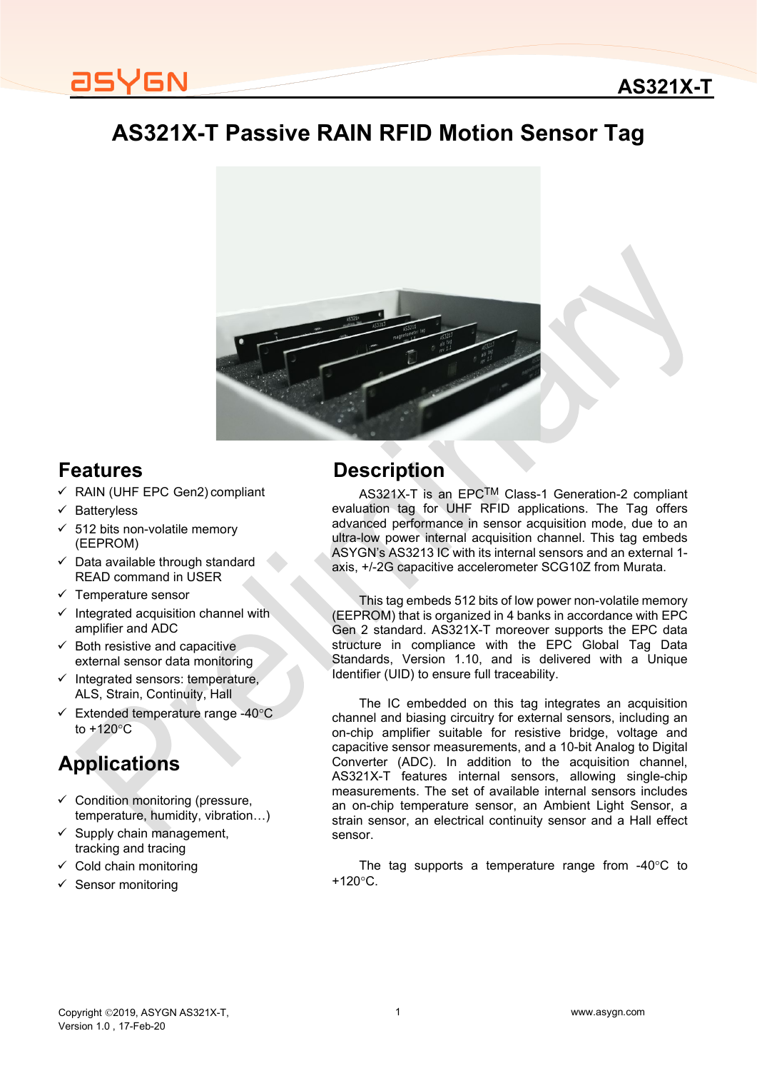# AS321X-T Passive RAIN RFID Motion Sensor Tag

## Features

- ✓ RAIN (UHF EPC Gen2) compliant
- ✓ Batteryless
- ✓ 512 bits non-volatile memory (EEPROM)
- ✓ Data available through standard READ command in USER
- ✓ Temperature sensor
- ✓ Integrated acquisition channel with amplifier and ADC
- ✓ Both resistive and capacitive external sensor data monitoring
- ✓ Integrated sensors: temperature, ALS, Strain, Continuity, Hall
- ✓ Extended temperature range -40°C to +120°C

## Applications

- ✓ Condition monitoring (pressure, temperature, humidity, vibration…)
- ✓ Supply chain management, tracking and tracing
- ✓ Cold chain monitoring
- ✓ Sensor monitoring

## Description

AS321X-T is an EPC™ Class-1 Generation-2 compliant evaluation tag for UHF RFID applications. The Tag offers advanced performance in sensor acquisition mode, due to an ultra-low power internal acquisition channel. This tag embeds ASYGN's AS3213 IC with its internal sensors and an external 1-axis, +/-2G capacitive accelerometer SCG10Z from Murata.

This tag embeds 512 bits of low power non-volatile memory (EEPROM) that is organized in 4 banks in accordance with EPC Gen 2 standard. AS321X-T moreover supports the EPC data structure in compliance with the EPC Global Tag Data Standards, Version 1.10, and is delivered with a Unique Identifier (UID) to ensure full traceability.

The IC embedded on this tag integrates an acquisition channel and biasing circuitry for external sensors, including an on-chip amplifier suitable for resistive bridge, voltage and capacitive sensor measurements, and a 10-bit Analog to Digital Converter (ADC). In addition to the acquisition channel, AS321X-T features internal sensors, allowing single-chip measurements. The set of available internal sensors includes an on-chip temperature sensor, an Ambient Light Sensor, a strain sensor, an electrical continuity sensor and a Hall effect sensor.

The tag supports a temperature range from -40°C to +120°C.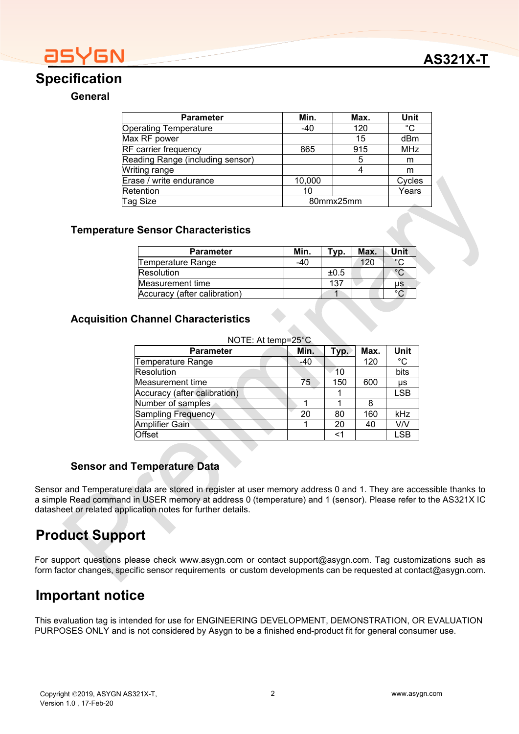# Specification

## General

| Parameter | Min. | Max. | Unit |
|---|---|---|---|
| Operating Temperature | -40 | 120 | °C |
| Max RF power | | 15 | dBm |
| RF carrier frequency | 865 | 915 | MHz |
| Reading Range (including sensor) | | 5 | m |
| Writing range | | 4 | m |
| Erase / write endurance | 10,000 | | Cycles |
| Retention | 10 | | Years |
| Tag Size | 80mmx25mm | | |

## Temperature Sensor Characteristics

| Parameter | Min. | Typ. | Max. | Unit |
|---|---|---|---|---|
| Temperature Range | -40 | | 120 | °C |
| Resolution | | ±0.5 | | °C |
| Measurement time | | 137 | | µs |
| Accuracy (after calibration) | | 1 | | °C |

## Acquisition Channel Characteristics

NOTE: At temp=25°C

| Parameter | Min. | Typ. | Max. | Unit |
|---|---|---|---|---|
| Temperature Range | -40 | | 120 | °C |
| Resolution | | 10 | | bits |
| Measurement time | 75 | 150 | 600 | µs |
| Accuracy (after calibration) | | 1 | | LSB |
| Number of samples | 1 | 1 | 8 | |
| Sampling Frequency | 20 | 80 | 160 | kHz |
| Amplifier Gain | 1 | 20 | 40 | V/V |
| Offset | | <1 | | LSB |

## Sensor and Temperature Data

Sensor and Temperature data are stored in register at user memory address 0 and 1. They are accessible thanks to a simple Read command in USER memory at address 0 (temperature) and 1 (sensor). Please refer to the AS321X IC datasheet or related application notes for further details.

# Product Support

For support questions please check www.asygn.com or contact support@asygn.com. Tag customizations such as form factor changes, specific sensor requirements or custom developments can be requested at contact@asygn.com.

# Important notice

This evaluation tag is intended for use for ENGINEERING DEVELOPMENT, DEMONSTRATION, OR EVALUATION PURPOSES ONLY and is not considered by Asygn to be a finished end-product fit for general consumer use.